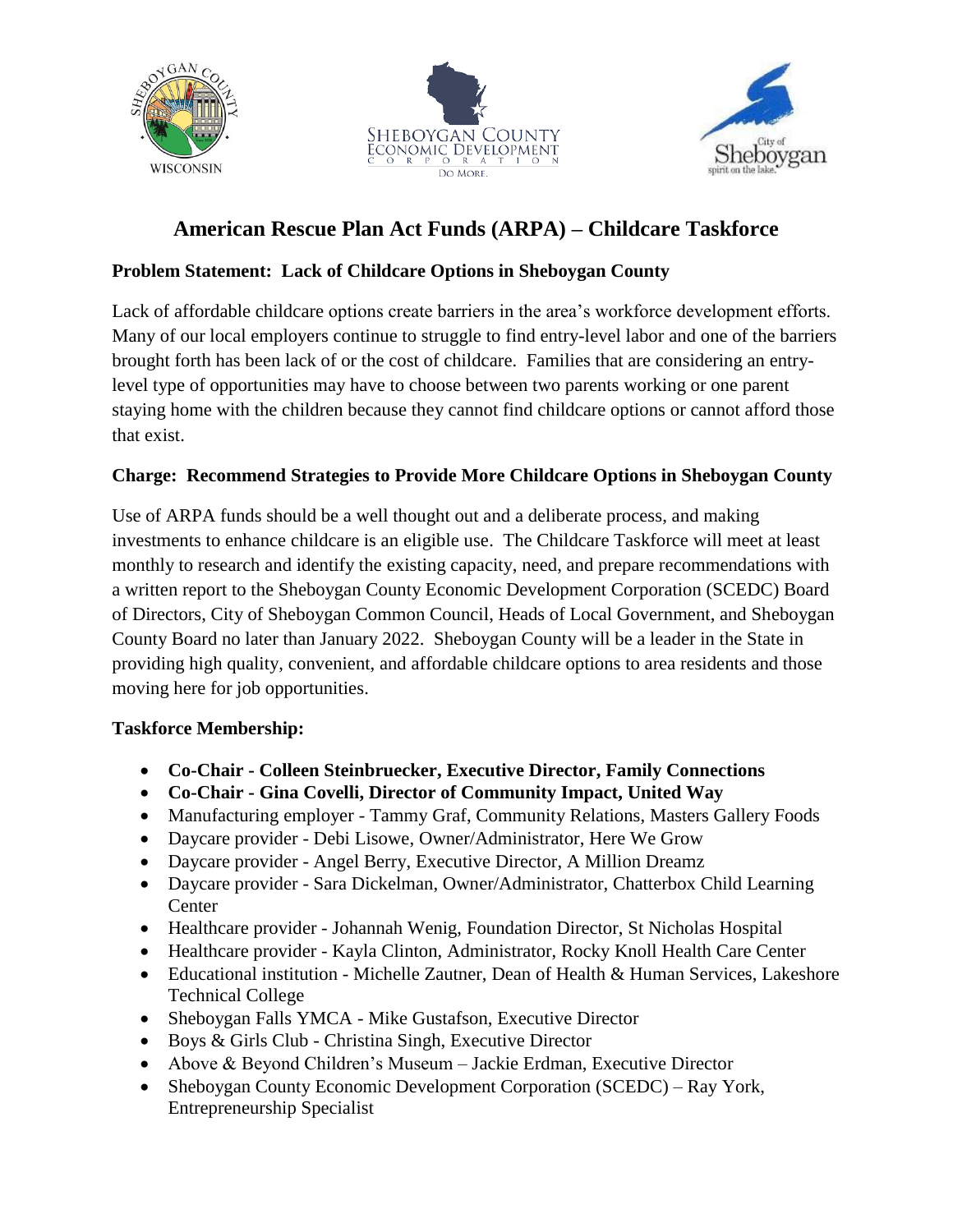# American Rescue Plan Act Funds (ARPA) – Childcare Taskforce

**Problem Statement: Lack of Childcare Options in Sheboygan County**

Lack of affordable childcare options create barriers in the area's workforce development efforts. Many of our local employers continue to struggle to find entry-level labor and one of the barriers brought forth has been lack of or the cost of childcare. Families that are considering an entry-level type of opportunities may have to choose between two parents working or one parent staying home with the children because they cannot find childcare options or cannot afford those that exist.

**Charge: Recommend Strategies to Provide More Childcare Options in Sheboygan County**

Use of ARPA funds should be a well thought out and a deliberate process, and making investments to enhance childcare is an eligible use. The Childcare Taskforce will meet at least monthly to research and identify the existing capacity, need, and prepare recommendations with a written report to the Sheboygan County Economic Development Corporation (SCEDC) Board of Directors, City of Sheboygan Common Council, Heads of Local Government, and Sheboygan County Board no later than January 2022. Sheboygan County will be a leader in the State in providing high quality, convenient, and affordable childcare options to area residents and those moving here for job opportunities.

**Taskforce Membership:**

- **Co-Chair - Colleen Steinbruecker, Executive Director, Family Connections**
- **Co-Chair - Gina Covelli, Director of Community Impact, United Way**
- Manufacturing employer - Tammy Graf, Community Relations, Masters Gallery Foods
- Daycare provider - Debi Lisowe, Owner/Administrator, Here We Grow
- Daycare provider - Angel Berry, Executive Director, A Million Dreamz
- Daycare provider - Sara Dickelman, Owner/Administrator, Chatterbox Child Learning Center
- Healthcare provider - Johannah Wenig, Foundation Director, St Nicholas Hospital
- Healthcare provider - Kayla Clinton, Administrator, Rocky Knoll Health Care Center
- Educational institution - Michelle Zautner, Dean of Health & Human Services, Lakeshore Technical College
- Sheboygan Falls YMCA - Mike Gustafson, Executive Director
- Boys & Girls Club - Christina Singh, Executive Director
- Above & Beyond Children's Museum – Jackie Erdman, Executive Director
- Sheboygan County Economic Development Corporation (SCEDC) – Ray York, Entrepreneurship Specialist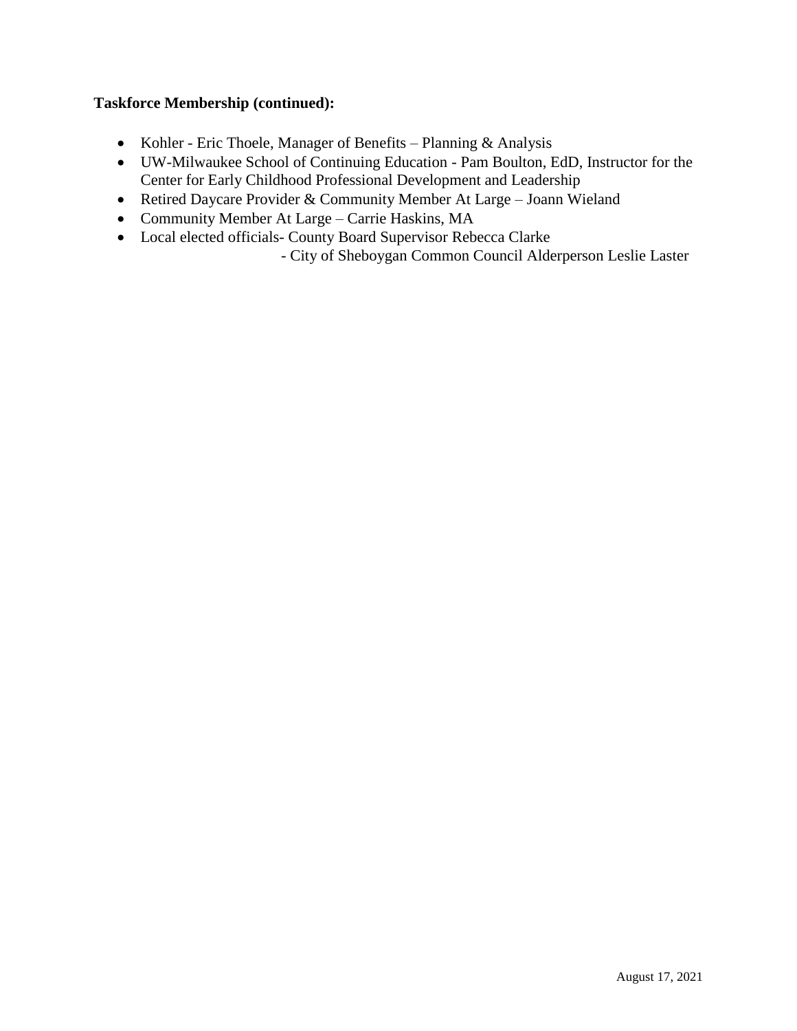**Taskforce Membership (continued):**

- Kohler - Eric Thoele, Manager of Benefits – Planning & Analysis
- UW-Milwaukee School of Continuing Education - Pam Boulton, EdD, Instructor for the Center for Early Childhood Professional Development and Leadership
- Retired Daycare Provider & Community Member At Large – Joann Wieland
- Community Member At Large – Carrie Haskins, MA
- Local elected officials- County Board Supervisor Rebecca Clarke
  - City of Sheboygan Common Council Alderperson Leslie Laster

August 17, 2021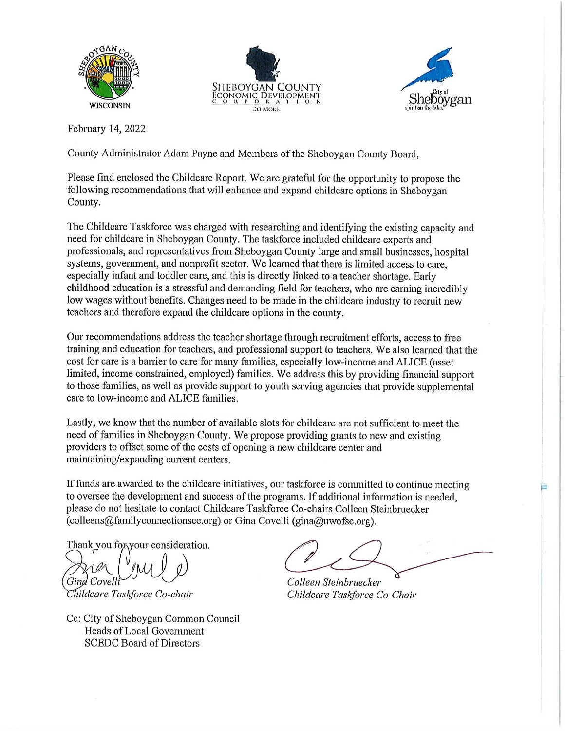WISCONSIN

SHEBOYGAN COUNTY ECONOMIC DEVELOPMENT CORPORATION
DO MORE.

City of Sheboygan
spirit on the lake.

February 14, 2022

County Administrator Adam Payne and Members of the Sheboygan County Board,

Please find enclosed the Childcare Report. We are grateful for the opportunity to propose the following recommendations that will enhance and expand childcare options in Sheboygan County.

The Childcare Taskforce was charged with researching and identifying the existing capacity and need for childcare in Sheboygan County. The taskforce included childcare experts and professionals, and representatives from Sheboygan County large and small businesses, hospital systems, government, and nonprofit sector. We learned that there is limited access to care, especially infant and toddler care, and this is directly linked to a teacher shortage. Early childhood education is a stressful and demanding field for teachers, who are earning incredibly low wages without benefits. Changes need to be made in the childcare industry to recruit new teachers and therefore expand the childcare options in the county.

Our recommendations address the teacher shortage through recruitment efforts, access to free training and education for teachers, and professional support to teachers. We also learned that the cost for care is a barrier to care for many families, especially low-income and ALICE (asset limited, income constrained, employed) families. We address this by providing financial support to those families, as well as provide support to youth serving agencies that provide supplemental care to low-income and ALICE families.

Lastly, we know that the number of available slots for childcare are not sufficient to meet the need of families in Sheboygan County. We propose providing grants to new and existing providers to offset some of the costs of opening a new childcare center and maintaining/expanding current centers.

If funds are awarded to the childcare initiatives, our taskforce is committed to continue meeting to oversee the development and success of the programs. If additional information is needed, please do not hesitate to contact Childcare Taskforce Co-chairs Colleen Steinbruecker (colleens@familyconnectionscc.org) or Gina Covelli (gina@uwofsc.org).

Thank you for your consideration.

*Gina Covelli*
*Childcare Taskforce Co-chair*

*Colleen Steinbruecker*
*Childcare Taskforce Co-Chair*

Cc: City of Sheboygan Common Council
Heads of Local Government
SCEDC Board of Directors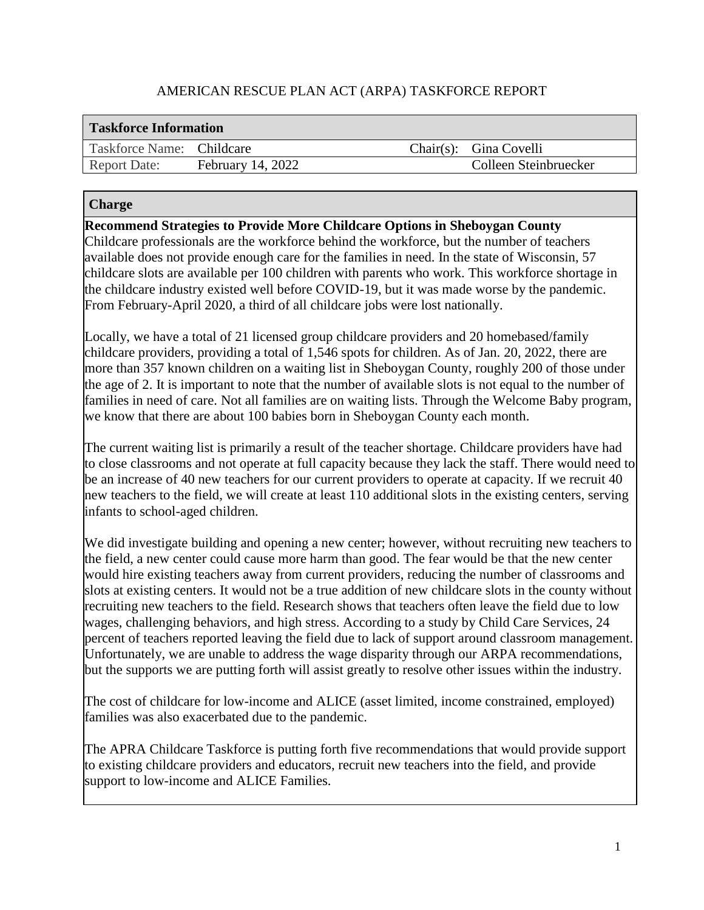AMERICAN RESCUE PLAN ACT (ARPA) TASKFORCE REPORT

| Taskforce Information | | | |
|---|---|---|---|
| Taskforce Name: | Childcare | Chair(s): | Gina Covelli |
| Report Date: | February 14, 2022 | | Colleen Steinbruecker |

## Charge

**Recommend Strategies to Provide More Childcare Options in Sheboygan County**

Childcare professionals are the workforce behind the workforce, but the number of teachers available does not provide enough care for the families in need. In the state of Wisconsin, 57 childcare slots are available per 100 children with parents who work. This workforce shortage in the childcare industry existed well before COVID-19, but it was made worse by the pandemic. From February-April 2020, a third of all childcare jobs were lost nationally.

Locally, we have a total of 21 licensed group childcare providers and 20 homebased/family childcare providers, providing a total of 1,546 spots for children. As of Jan. 20, 2022, there are more than 357 known children on a waiting list in Sheboygan County, roughly 200 of those under the age of 2. It is important to note that the number of available slots is not equal to the number of families in need of care. Not all families are on waiting lists. Through the Welcome Baby program, we know that there are about 100 babies born in Sheboygan County each month.

The current waiting list is primarily a result of the teacher shortage. Childcare providers have had to close classrooms and not operate at full capacity because they lack the staff. There would need to be an increase of 40 new teachers for our current providers to operate at capacity. If we recruit 40 new teachers to the field, we will create at least 110 additional slots in the existing centers, serving infants to school-aged children.

We did investigate building and opening a new center; however, without recruiting new teachers to the field, a new center could cause more harm than good. The fear would be that the new center would hire existing teachers away from current providers, reducing the number of classrooms and slots at existing centers. It would not be a true addition of new childcare slots in the county without recruiting new teachers to the field. Research shows that teachers often leave the field due to low wages, challenging behaviors, and high stress. According to a study by Child Care Services, 24 percent of teachers reported leaving the field due to lack of support around classroom management. Unfortunately, we are unable to address the wage disparity through our ARPA recommendations, but the supports we are putting forth will assist greatly to resolve other issues within the industry.

The cost of childcare for low-income and ALICE (asset limited, income constrained, employed) families was also exacerbated due to the pandemic.

The APRA Childcare Taskforce is putting forth five recommendations that would provide support to existing childcare providers and educators, recruit new teachers into the field, and provide support to low-income and ALICE Families.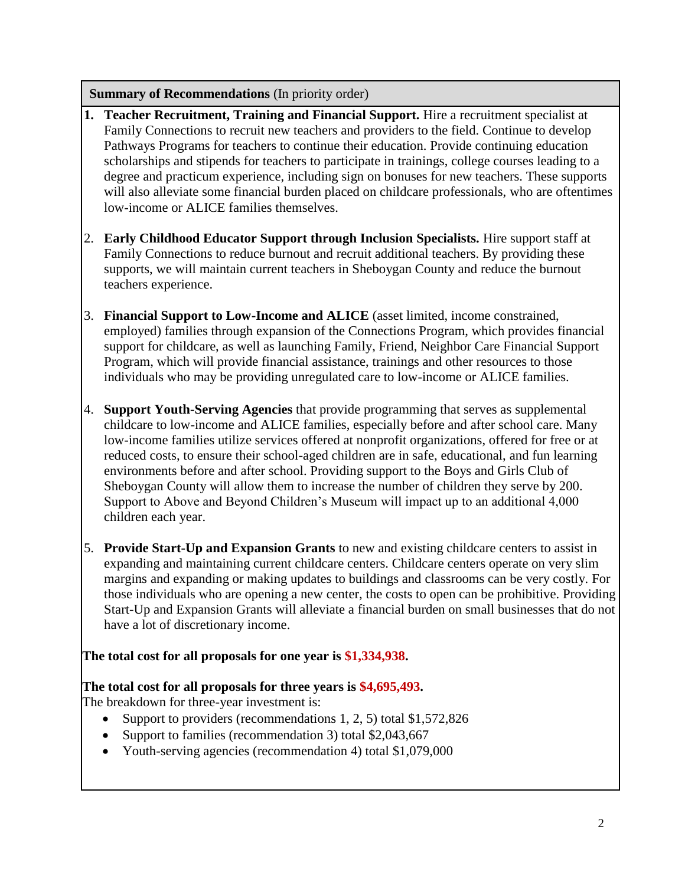**Summary of Recommendations** (In priority order)

1. **Teacher Recruitment, Training and Financial Support.** Hire a recruitment specialist at Family Connections to recruit new teachers and providers to the field. Continue to develop Pathways Programs for teachers to continue their education. Provide continuing education scholarships and stipends for teachers to participate in trainings, college courses leading to a degree and practicum experience, including sign on bonuses for new teachers. These supports will also alleviate some financial burden placed on childcare professionals, who are oftentimes low-income or ALICE families themselves.

2. **Early Childhood Educator Support through Inclusion Specialists.** Hire support staff at Family Connections to reduce burnout and recruit additional teachers. By providing these supports, we will maintain current teachers in Sheboygan County and reduce the burnout teachers experience.

3. **Financial Support to Low-Income and ALICE** (asset limited, income constrained, employed) families through expansion of the Connections Program, which provides financial support for childcare, as well as launching Family, Friend, Neighbor Care Financial Support Program, which will provide financial assistance, trainings and other resources to those individuals who may be providing unregulated care to low-income or ALICE families.

4. **Support Youth-Serving Agencies** that provide programming that serves as supplemental childcare to low-income and ALICE families, especially before and after school care. Many low-income families utilize services offered at nonprofit organizations, offered for free or at reduced costs, to ensure their school-aged children are in safe, educational, and fun learning environments before and after school. Providing support to the Boys and Girls Club of Sheboygan County will allow them to increase the number of children they serve by 200. Support to Above and Beyond Children's Museum will impact up to an additional 4,000 children each year.

5. **Provide Start-Up and Expansion Grants** to new and existing childcare centers to assist in expanding and maintaining current childcare centers. Childcare centers operate on very slim margins and expanding or making updates to buildings and classrooms can be very costly. For those individuals who are opening a new center, the costs to open can be prohibitive. Providing Start-Up and Expansion Grants will alleviate a financial burden on small businesses that do not have a lot of discretionary income.

**The total cost for all proposals for one year is $1,334,938.**

**The total cost for all proposals for three years is $4,695,493.**

The breakdown for three-year investment is:

- Support to providers (recommendations 1, 2, 5) total $1,572,826
- Support to families (recommendation 3) total $2,043,667
- Youth-serving agencies (recommendation 4) total $1,079,000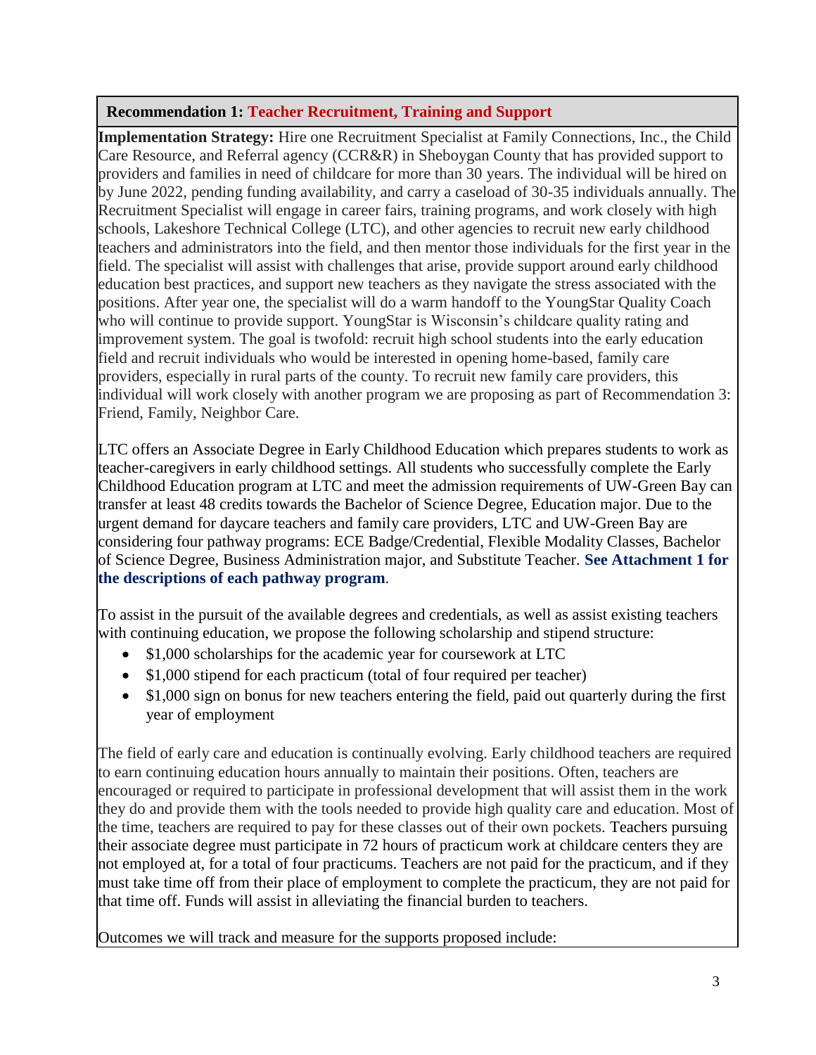**Recommendation 1: Teacher Recruitment, Training and Support**

**Implementation Strategy:** Hire one Recruitment Specialist at Family Connections, Inc., the Child Care Resource, and Referral agency (CCR&R) in Sheboygan County that has provided support to providers and families in need of childcare for more than 30 years. The individual will be hired on by June 2022, pending funding availability, and carry a caseload of 30-35 individuals annually. The Recruitment Specialist will engage in career fairs, training programs, and work closely with high schools, Lakeshore Technical College (LTC), and other agencies to recruit new early childhood teachers and administrators into the field, and then mentor those individuals for the first year in the field. The specialist will assist with challenges that arise, provide support around early childhood education best practices, and support new teachers as they navigate the stress associated with the positions. After year one, the specialist will do a warm handoff to the YoungStar Quality Coach who will continue to provide support. YoungStar is Wisconsin's childcare quality rating and improvement system. The goal is twofold: recruit high school students into the early education field and recruit individuals who would be interested in opening home-based, family care providers, especially in rural parts of the county. To recruit new family care providers, this individual will work closely with another program we are proposing as part of Recommendation 3: Friend, Family, Neighbor Care.

LTC offers an Associate Degree in Early Childhood Education which prepares students to work as teacher-caregivers in early childhood settings. All students who successfully complete the Early Childhood Education program at LTC and meet the admission requirements of UW-Green Bay can transfer at least 48 credits towards the Bachelor of Science Degree, Education major. Due to the urgent demand for daycare teachers and family care providers, LTC and UW-Green Bay are considering four pathway programs: ECE Badge/Credential, Flexible Modality Classes, Bachelor of Science Degree, Business Administration major, and Substitute Teacher. **See Attachment 1 for the descriptions of each pathway program**.

To assist in the pursuit of the available degrees and credentials, as well as assist existing teachers with continuing education, we propose the following scholarship and stipend structure:

- $1,000 scholarships for the academic year for coursework at LTC
- $1,000 stipend for each practicum (total of four required per teacher)
- $1,000 sign on bonus for new teachers entering the field, paid out quarterly during the first year of employment

The field of early care and education is continually evolving. Early childhood teachers are required to earn continuing education hours annually to maintain their positions. Often, teachers are encouraged or required to participate in professional development that will assist them in the work they do and provide them with the tools needed to provide high quality care and education. Most of the time, teachers are required to pay for these classes out of their own pockets. Teachers pursuing their associate degree must participate in 72 hours of practicum work at childcare centers they are not employed at, for a total of four practicums. Teachers are not paid for the practicum, and if they must take time off from their place of employment to complete the practicum, they are not paid for that time off. Funds will assist in alleviating the financial burden to teachers.

Outcomes we will track and measure for the supports proposed include: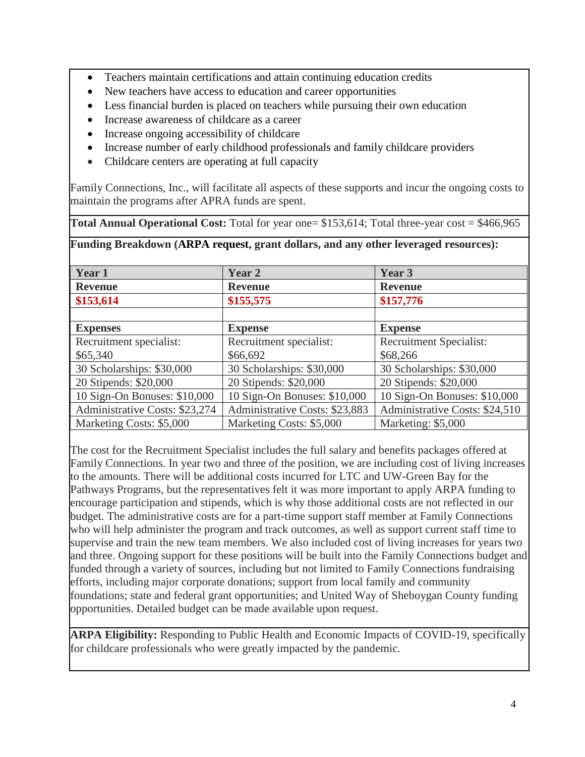- Teachers maintain certifications and attain continuing education credits
- New teachers have access to education and career opportunities
- Less financial burden is placed on teachers while pursuing their own education
- Increase awareness of childcare as a career
- Increase ongoing accessibility of childcare
- Increase number of early childhood professionals and family childcare providers
- Childcare centers are operating at full capacity

Family Connections, Inc., will facilitate all aspects of these supports and incur the ongoing costs to maintain the programs after APRA funds are spent.

**Total Annual Operational Cost:** Total for year one= $153,614; Total three-year cost = $466,965

**Funding Breakdown (ARPA request, grant dollars, and any other leveraged resources):**

| Year 1 | Year 2 | Year 3 |
|---|---|---|
| **Revenue** | **Revenue** | **Revenue** |
| **$153,614** | **$155,575** | **$157,776** |
| | | |
| **Expenses** | **Expense** | **Expense** |
| Recruitment specialist: $65,340 | Recruitment specialist: $66,692 | Recruitment Specialist: $68,266 |
| 30 Scholarships: $30,000 | 30 Scholarships: $30,000 | 30 Scholarships: $30,000 |
| 20 Stipends: $20,000 | 20 Stipends: $20,000 | 20 Stipends: $20,000 |
| 10 Sign-On Bonuses: $10,000 | 10 Sign-On Bonuses: $10,000 | 10 Sign-On Bonuses: $10,000 |
| Administrative Costs: $23,274 | Administrative Costs: $23,883 | Administrative Costs: $24,510 |
| Marketing Costs: $5,000 | Marketing Costs: $5,000 | Marketing: $5,000 |

The cost for the Recruitment Specialist includes the full salary and benefits packages offered at Family Connections. In year two and three of the position, we are including cost of living increases to the amounts. There will be additional costs incurred for LTC and UW-Green Bay for the Pathways Programs, but the representatives felt it was more important to apply ARPA funding to encourage participation and stipends, which is why those additional costs are not reflected in our budget. The administrative costs are for a part-time support staff member at Family Connections who will help administer the program and track outcomes, as well as support current staff time to supervise and train the new team members. We also included cost of living increases for years two and three. Ongoing support for these positions will be built into the Family Connections budget and funded through a variety of sources, including but not limited to Family Connections fundraising efforts, including major corporate donations; support from local family and community foundations; state and federal grant opportunities; and United Way of Sheboygan County funding opportunities. Detailed budget can be made available upon request.

**ARPA Eligibility:** Responding to Public Health and Economic Impacts of COVID-19, specifically for childcare professionals who were greatly impacted by the pandemic.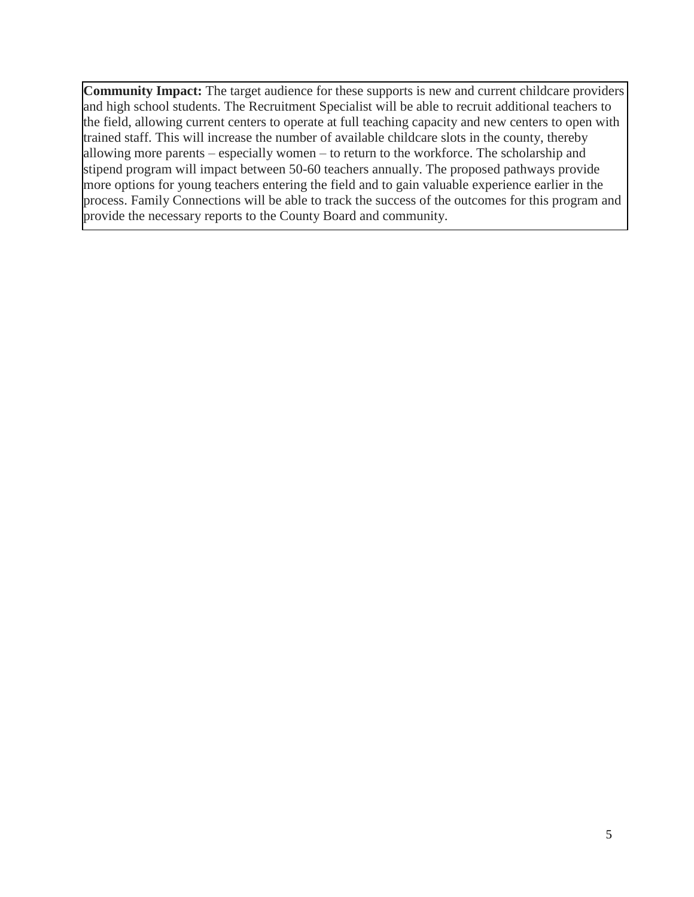**Community Impact:** The target audience for these supports is new and current childcare providers and high school students. The Recruitment Specialist will be able to recruit additional teachers to the field, allowing current centers to operate at full teaching capacity and new centers to open with trained staff. This will increase the number of available childcare slots in the county, thereby allowing more parents – especially women – to return to the workforce. The scholarship and stipend program will impact between 50-60 teachers annually. The proposed pathways provide more options for young teachers entering the field and to gain valuable experience earlier in the process. Family Connections will be able to track the success of the outcomes for this program and provide the necessary reports to the County Board and community.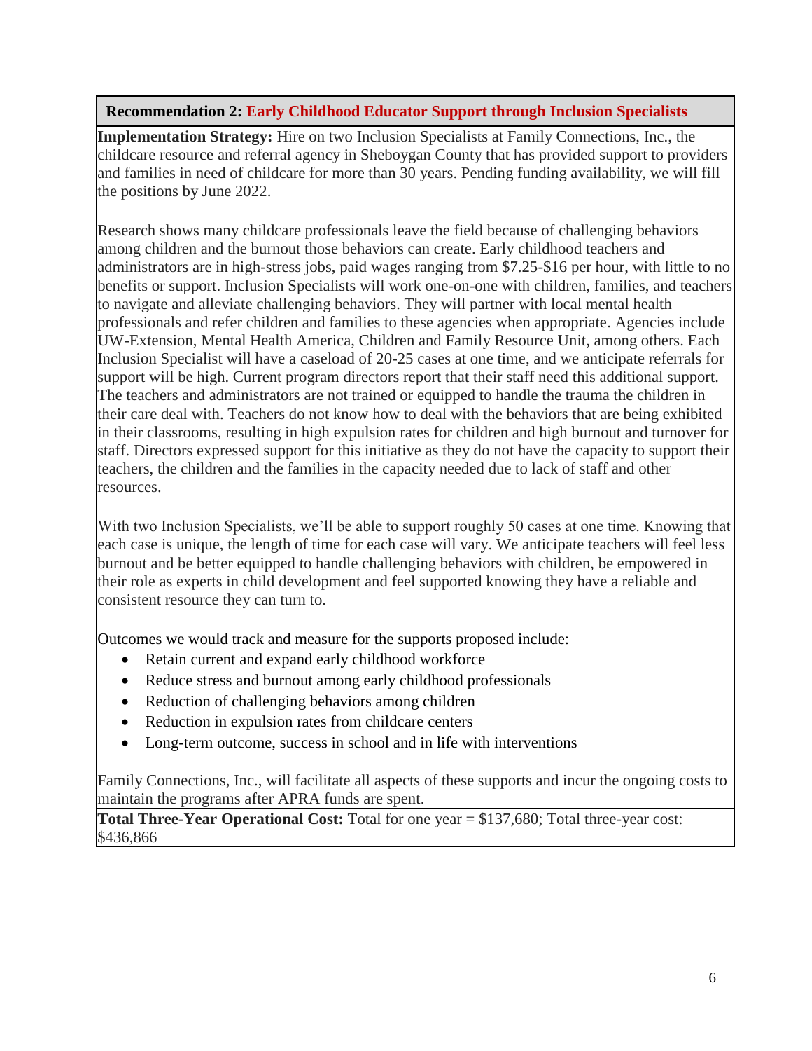**Recommendation 2: Early Childhood Educator Support through Inclusion Specialists**

**Implementation Strategy:** Hire on two Inclusion Specialists at Family Connections, Inc., the childcare resource and referral agency in Sheboygan County that has provided support to providers and families in need of childcare for more than 30 years. Pending funding availability, we will fill the positions by June 2022.

Research shows many childcare professionals leave the field because of challenging behaviors among children and the burnout those behaviors can create. Early childhood teachers and administrators are in high-stress jobs, paid wages ranging from $7.25-$16 per hour, with little to no benefits or support. Inclusion Specialists will work one-on-one with children, families, and teachers to navigate and alleviate challenging behaviors. They will partner with local mental health professionals and refer children and families to these agencies when appropriate. Agencies include UW-Extension, Mental Health America, Children and Family Resource Unit, among others. Each Inclusion Specialist will have a caseload of 20-25 cases at one time, and we anticipate referrals for support will be high. Current program directors report that their staff need this additional support. The teachers and administrators are not trained or equipped to handle the trauma the children in their care deal with. Teachers do not know how to deal with the behaviors that are being exhibited in their classrooms, resulting in high expulsion rates for children and high burnout and turnover for staff. Directors expressed support for this initiative as they do not have the capacity to support their teachers, the children and the families in the capacity needed due to lack of staff and other resources.

With two Inclusion Specialists, we'll be able to support roughly 50 cases at one time. Knowing that each case is unique, the length of time for each case will vary. We anticipate teachers will feel less burnout and be better equipped to handle challenging behaviors with children, be empowered in their role as experts in child development and feel supported knowing they have a reliable and consistent resource they can turn to.

Outcomes we would track and measure for the supports proposed include:

- Retain current and expand early childhood workforce
- Reduce stress and burnout among early childhood professionals
- Reduction of challenging behaviors among children
- Reduction in expulsion rates from childcare centers
- Long-term outcome, success in school and in life with interventions

Family Connections, Inc., will facilitate all aspects of these supports and incur the ongoing costs to maintain the programs after APRA funds are spent.

**Total Three-Year Operational Cost:** Total for one year = $137,680; Total three-year cost: $436,866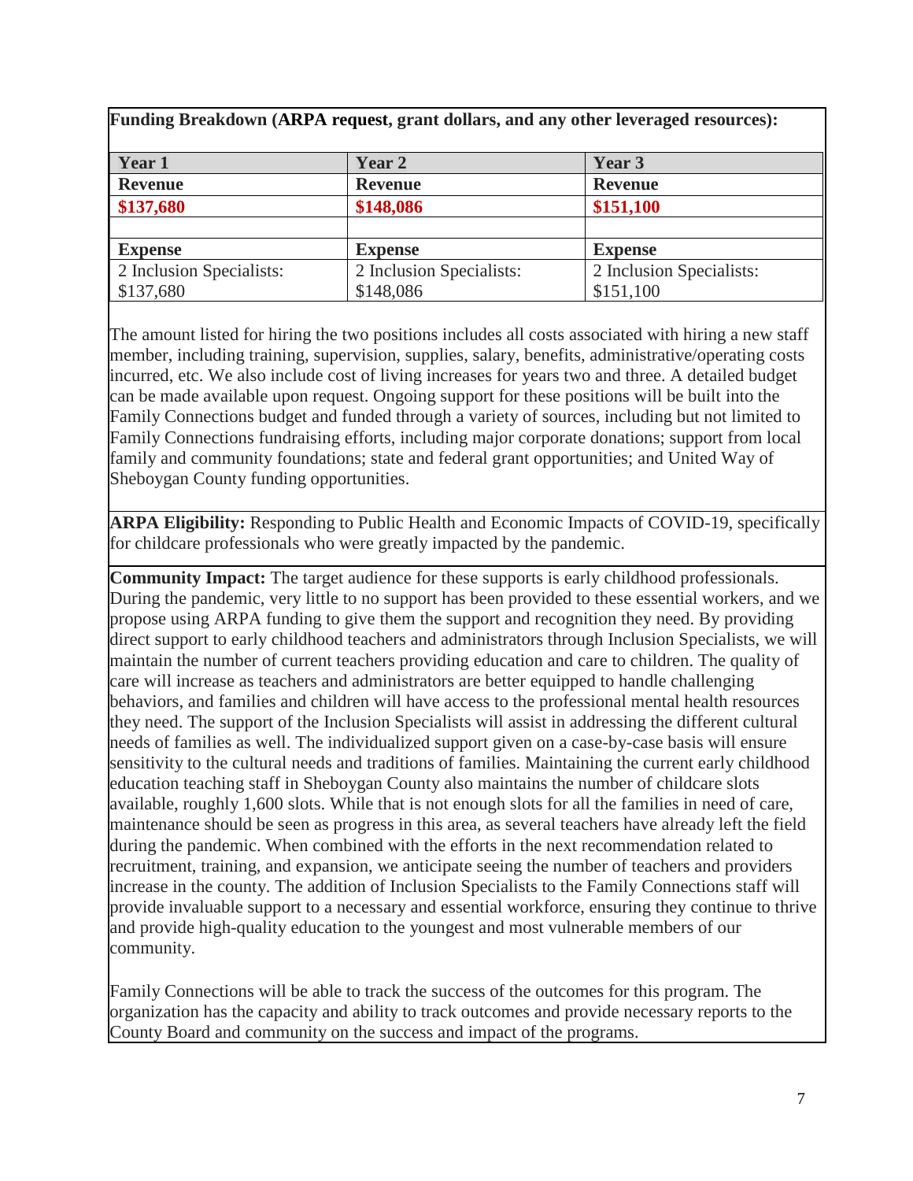**Funding Breakdown (ARPA request, grant dollars, and any other leveraged resources):**

| Year 1 | Year 2 | Year 3 |
|---|---|---|
| **Revenue** | **Revenue** | **Revenue** |
| **$137,680** | **$148,086** | **$151,100** |
| | | |
| **Expense** | **Expense** | **Expense** |
| 2 Inclusion Specialists: $137,680 | 2 Inclusion Specialists: $148,086 | 2 Inclusion Specialists: $151,100 |

The amount listed for hiring the two positions includes all costs associated with hiring a new staff member, including training, supervision, supplies, salary, benefits, administrative/operating costs incurred, etc. We also include cost of living increases for years two and three. A detailed budget can be made available upon request. Ongoing support for these positions will be built into the Family Connections budget and funded through a variety of sources, including but not limited to Family Connections fundraising efforts, including major corporate donations; support from local family and community foundations; state and federal grant opportunities; and United Way of Sheboygan County funding opportunities.

**ARPA Eligibility:** Responding to Public Health and Economic Impacts of COVID-19, specifically for childcare professionals who were greatly impacted by the pandemic.

**Community Impact:** The target audience for these supports is early childhood professionals. During the pandemic, very little to no support has been provided to these essential workers, and we propose using ARPA funding to give them the support and recognition they need. By providing direct support to early childhood teachers and administrators through Inclusion Specialists, we will maintain the number of current teachers providing education and care to children. The quality of care will increase as teachers and administrators are better equipped to handle challenging behaviors, and families and children will have access to the professional mental health resources they need. The support of the Inclusion Specialists will assist in addressing the different cultural needs of families as well. The individualized support given on a case-by-case basis will ensure sensitivity to the cultural needs and traditions of families. Maintaining the current early childhood education teaching staff in Sheboygan County also maintains the number of childcare slots available, roughly 1,600 slots. While that is not enough slots for all the families in need of care, maintenance should be seen as progress in this area, as several teachers have already left the field during the pandemic. When combined with the efforts in the next recommendation related to recruitment, training, and expansion, we anticipate seeing the number of teachers and providers increase in the county. The addition of Inclusion Specialists to the Family Connections staff will provide invaluable support to a necessary and essential workforce, ensuring they continue to thrive and provide high-quality education to the youngest and most vulnerable members of our community.

Family Connections will be able to track the success of the outcomes for this program. The organization has the capacity and ability to track outcomes and provide necessary reports to the County Board and community on the success and impact of the programs.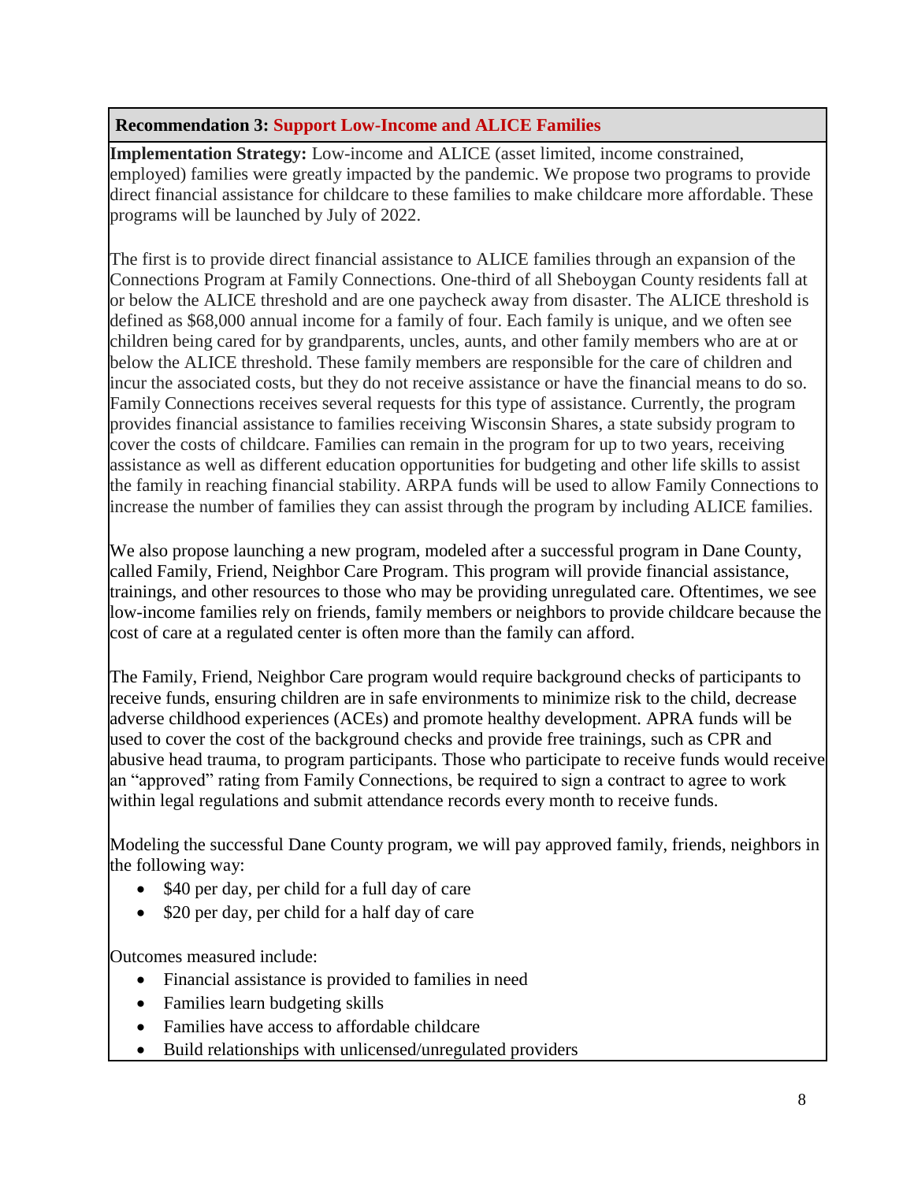**Recommendation 3: Support Low-Income and ALICE Families**

**Implementation Strategy:** Low-income and ALICE (asset limited, income constrained, employed) families were greatly impacted by the pandemic. We propose two programs to provide direct financial assistance for childcare to these families to make childcare more affordable. These programs will be launched by July of 2022.

The first is to provide direct financial assistance to ALICE families through an expansion of the Connections Program at Family Connections. One-third of all Sheboygan County residents fall at or below the ALICE threshold and are one paycheck away from disaster. The ALICE threshold is defined as $68,000 annual income for a family of four. Each family is unique, and we often see children being cared for by grandparents, uncles, aunts, and other family members who are at or below the ALICE threshold. These family members are responsible for the care of children and incur the associated costs, but they do not receive assistance or have the financial means to do so. Family Connections receives several requests for this type of assistance. Currently, the program provides financial assistance to families receiving Wisconsin Shares, a state subsidy program to cover the costs of childcare. Families can remain in the program for up to two years, receiving assistance as well as different education opportunities for budgeting and other life skills to assist the family in reaching financial stability. ARPA funds will be used to allow Family Connections to increase the number of families they can assist through the program by including ALICE families.

We also propose launching a new program, modeled after a successful program in Dane County, called Family, Friend, Neighbor Care Program. This program will provide financial assistance, trainings, and other resources to those who may be providing unregulated care. Oftentimes, we see low-income families rely on friends, family members or neighbors to provide childcare because the cost of care at a regulated center is often more than the family can afford.

The Family, Friend, Neighbor Care program would require background checks of participants to receive funds, ensuring children are in safe environments to minimize risk to the child, decrease adverse childhood experiences (ACEs) and promote healthy development. APRA funds will be used to cover the cost of the background checks and provide free trainings, such as CPR and abusive head trauma, to program participants. Those who participate to receive funds would receive an "approved" rating from Family Connections, be required to sign a contract to agree to work within legal regulations and submit attendance records every month to receive funds.

Modeling the successful Dane County program, we will pay approved family, friends, neighbors in the following way:

- $40 per day, per child for a full day of care
- $20 per day, per child for a half day of care

Outcomes measured include:

- Financial assistance is provided to families in need
- Families learn budgeting skills
- Families have access to affordable childcare
- Build relationships with unlicensed/unregulated providers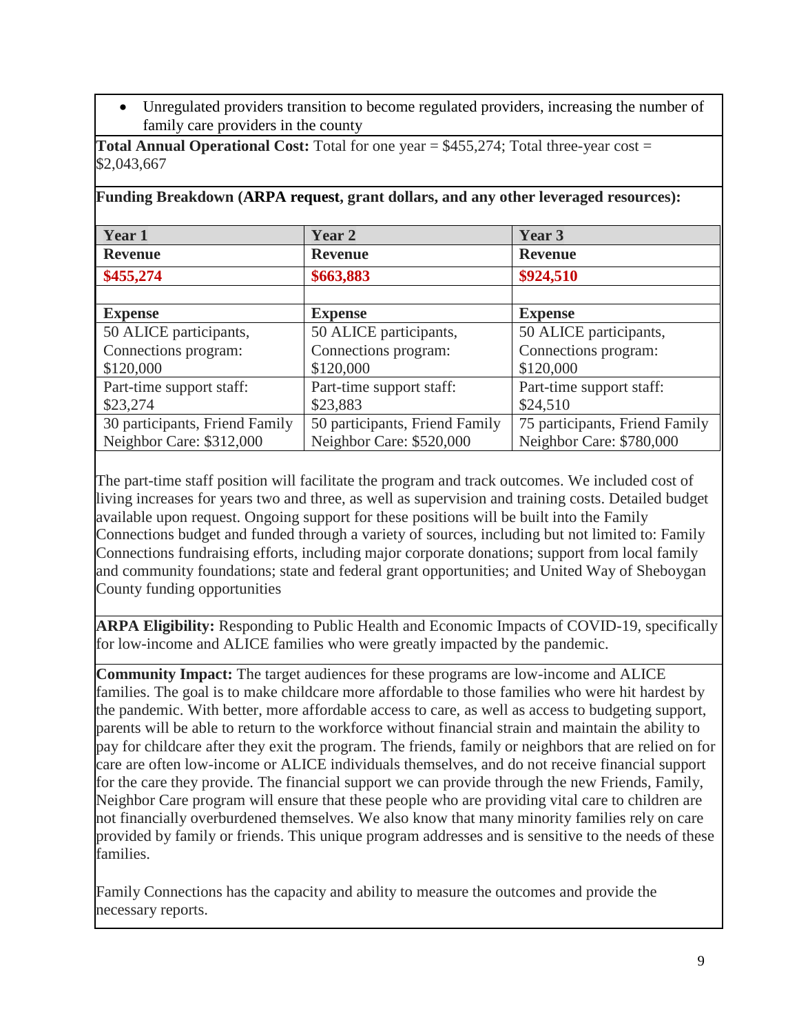- Unregulated providers transition to become regulated providers, increasing the number of family care providers in the county

**Total Annual Operational Cost:** Total for one year = $455,274; Total three-year cost = $2,043,667

**Funding Breakdown (ARPA request, grant dollars, and any other leveraged resources):**

| Year 1 | Year 2 | Year 3 |
|---|---|---|
| **Revenue** | **Revenue** | **Revenue** |
| **$455,274** | **$663,883** | **$924,510** |
| | | |
| **Expense** | **Expense** | **Expense** |
| 50 ALICE participants, Connections program: $120,000 | 50 ALICE participants, Connections program: $120,000 | 50 ALICE participants, Connections program: $120,000 |
| Part-time support staff: $23,274 | Part-time support staff: $23,883 | Part-time support staff: $24,510 |
| 30 participants, Friend Family Neighbor Care: $312,000 | 50 participants, Friend Family Neighbor Care: $520,000 | 75 participants, Friend Family Neighbor Care: $780,000 |

The part-time staff position will facilitate the program and track outcomes. We included cost of living increases for years two and three, as well as supervision and training costs. Detailed budget available upon request. Ongoing support for these positions will be built into the Family Connections budget and funded through a variety of sources, including but not limited to: Family Connections fundraising efforts, including major corporate donations; support from local family and community foundations; state and federal grant opportunities; and United Way of Sheboygan County funding opportunities

**ARPA Eligibility:** Responding to Public Health and Economic Impacts of COVID-19, specifically for low-income and ALICE families who were greatly impacted by the pandemic.

**Community Impact:** The target audiences for these programs are low-income and ALICE families. The goal is to make childcare more affordable to those families who were hit hardest by the pandemic. With better, more affordable access to care, as well as access to budgeting support, parents will be able to return to the workforce without financial strain and maintain the ability to pay for childcare after they exit the program. The friends, family or neighbors that are relied on for care are often low-income or ALICE individuals themselves, and do not receive financial support for the care they provide. The financial support we can provide through the new Friends, Family, Neighbor Care program will ensure that these people who are providing vital care to children are not financially overburdened themselves. We also know that many minority families rely on care provided by family or friends. This unique program addresses and is sensitive to the needs of these families.

Family Connections has the capacity and ability to measure the outcomes and provide the necessary reports.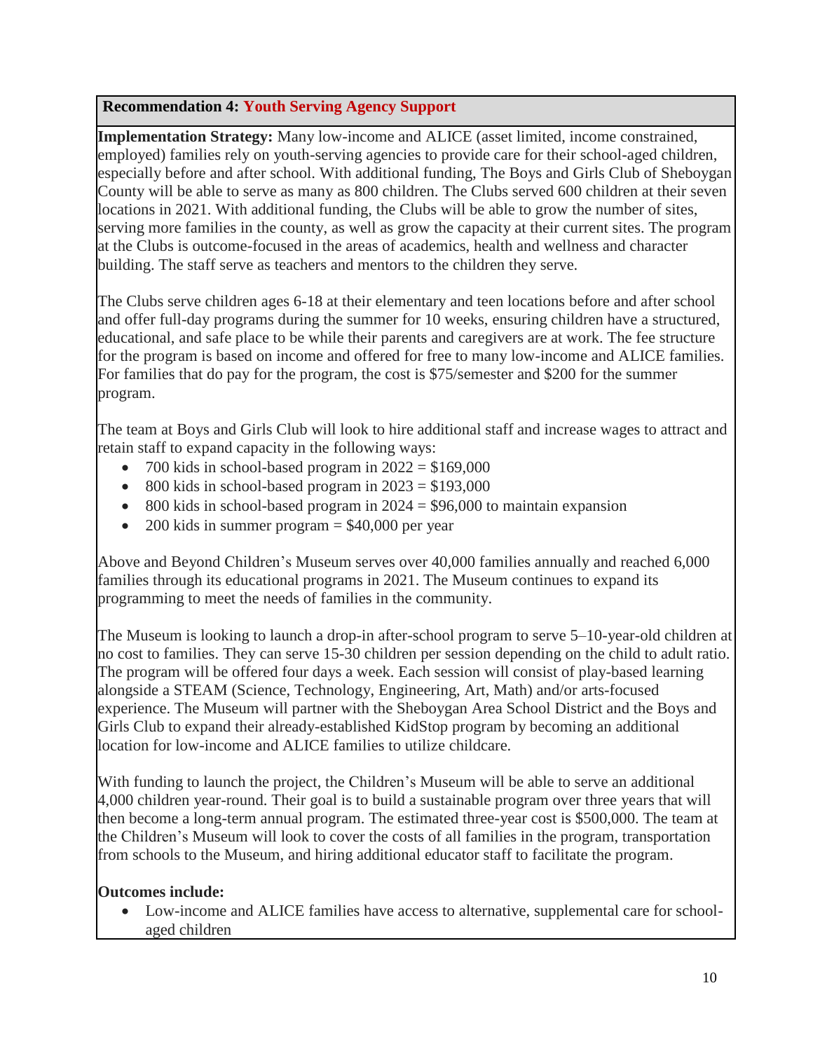**Recommendation 4: Youth Serving Agency Support**

**Implementation Strategy:** Many low-income and ALICE (asset limited, income constrained, employed) families rely on youth-serving agencies to provide care for their school-aged children, especially before and after school. With additional funding, The Boys and Girls Club of Sheboygan County will be able to serve as many as 800 children. The Clubs served 600 children at their seven locations in 2021. With additional funding, the Clubs will be able to grow the number of sites, serving more families in the county, as well as grow the capacity at their current sites. The program at the Clubs is outcome-focused in the areas of academics, health and wellness and character building. The staff serve as teachers and mentors to the children they serve.

The Clubs serve children ages 6-18 at their elementary and teen locations before and after school and offer full-day programs during the summer for 10 weeks, ensuring children have a structured, educational, and safe place to be while their parents and caregivers are at work. The fee structure for the program is based on income and offered for free to many low-income and ALICE families. For families that do pay for the program, the cost is $75/semester and $200 for the summer program.

The team at Boys and Girls Club will look to hire additional staff and increase wages to attract and retain staff to expand capacity in the following ways:

- 700 kids in school-based program in 2022 = $169,000
- 800 kids in school-based program in 2023 = $193,000
- 800 kids in school-based program in 2024 = $96,000 to maintain expansion
- 200 kids in summer program = $40,000 per year

Above and Beyond Children's Museum serves over 40,000 families annually and reached 6,000 families through its educational programs in 2021. The Museum continues to expand its programming to meet the needs of families in the community.

The Museum is looking to launch a drop-in after-school program to serve 5–10-year-old children at no cost to families. They can serve 15-30 children per session depending on the child to adult ratio. The program will be offered four days a week. Each session will consist of play-based learning alongside a STEAM (Science, Technology, Engineering, Art, Math) and/or arts-focused experience. The Museum will partner with the Sheboygan Area School District and the Boys and Girls Club to expand their already-established KidStop program by becoming an additional location for low-income and ALICE families to utilize childcare.

With funding to launch the project, the Children's Museum will be able to serve an additional 4,000 children year-round. Their goal is to build a sustainable program over three years that will then become a long-term annual program. The estimated three-year cost is $500,000. The team at the Children's Museum will look to cover the costs of all families in the program, transportation from schools to the Museum, and hiring additional educator staff to facilitate the program.

**Outcomes include:**

- Low-income and ALICE families have access to alternative, supplemental care for school-aged children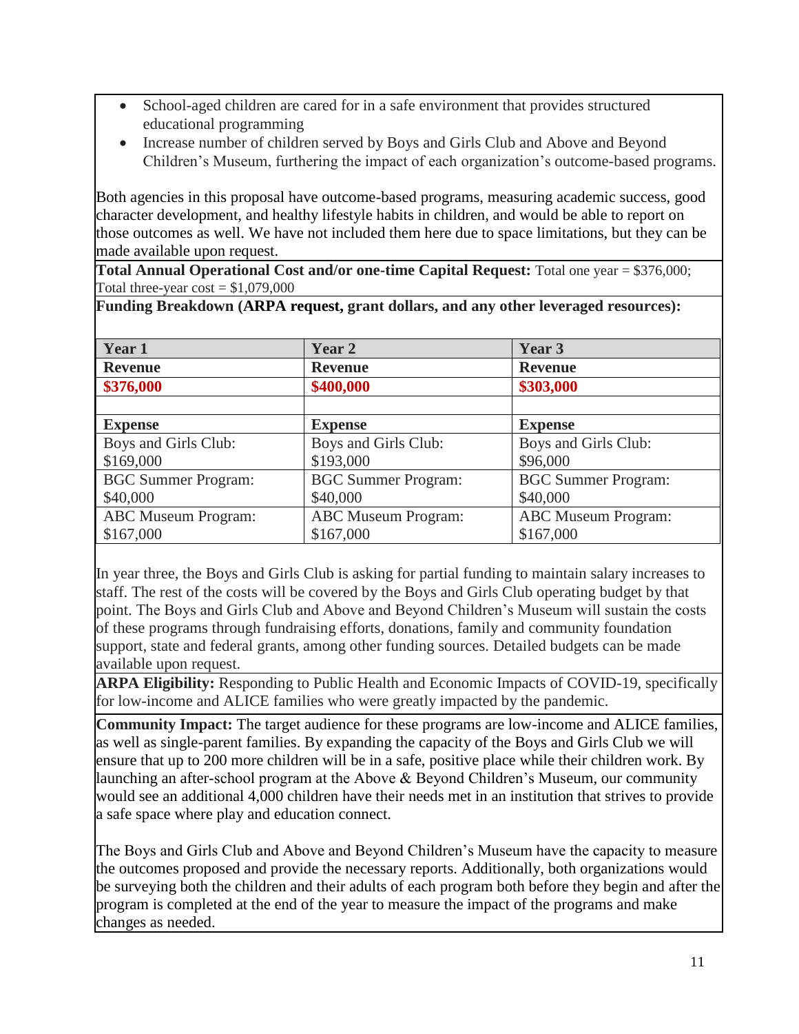- School-aged children are cared for in a safe environment that provides structured educational programming
- Increase number of children served by Boys and Girls Club and Above and Beyond Children's Museum, furthering the impact of each organization's outcome-based programs.

Both agencies in this proposal have outcome-based programs, measuring academic success, good character development, and healthy lifestyle habits in children, and would be able to report on those outcomes as well. We have not included them here due to space limitations, but they can be made available upon request.

**Total Annual Operational Cost and/or one-time Capital Request:** Total one year = $376,000; Total three-year cost = $1,079,000

**Funding Breakdown (ARPA request, grant dollars, and any other leveraged resources):**

| Year 1 | Year 2 | Year 3 |
| --- | --- | --- |
| **Revenue** | **Revenue** | **Revenue** |
| **$376,000** | **$400,000** | **$303,000** |
| | | |
| **Expense** | **Expense** | **Expense** |
| Boys and Girls Club: $169,000 | Boys and Girls Club: $193,000 | Boys and Girls Club: $96,000 |
| BGC Summer Program: $40,000 | BGC Summer Program: $40,000 | BGC Summer Program: $40,000 |
| ABC Museum Program: $167,000 | ABC Museum Program: $167,000 | ABC Museum Program: $167,000 |

In year three, the Boys and Girls Club is asking for partial funding to maintain salary increases to staff. The rest of the costs will be covered by the Boys and Girls Club operating budget by that point. The Boys and Girls Club and Above and Beyond Children's Museum will sustain the costs of these programs through fundraising efforts, donations, family and community foundation support, state and federal grants, among other funding sources. Detailed budgets can be made available upon request.

**ARPA Eligibility:** Responding to Public Health and Economic Impacts of COVID-19, specifically for low-income and ALICE families who were greatly impacted by the pandemic.

**Community Impact:** The target audience for these programs are low-income and ALICE families, as well as single-parent families. By expanding the capacity of the Boys and Girls Club we will ensure that up to 200 more children will be in a safe, positive place while their children work. By launching an after-school program at the Above & Beyond Children's Museum, our community would see an additional 4,000 children have their needs met in an institution that strives to provide a safe space where play and education connect.

The Boys and Girls Club and Above and Beyond Children's Museum have the capacity to measure the outcomes proposed and provide the necessary reports. Additionally, both organizations would be surveying both the children and their adults of each program both before they begin and after the program is completed at the end of the year to measure the impact of the programs and make changes as needed.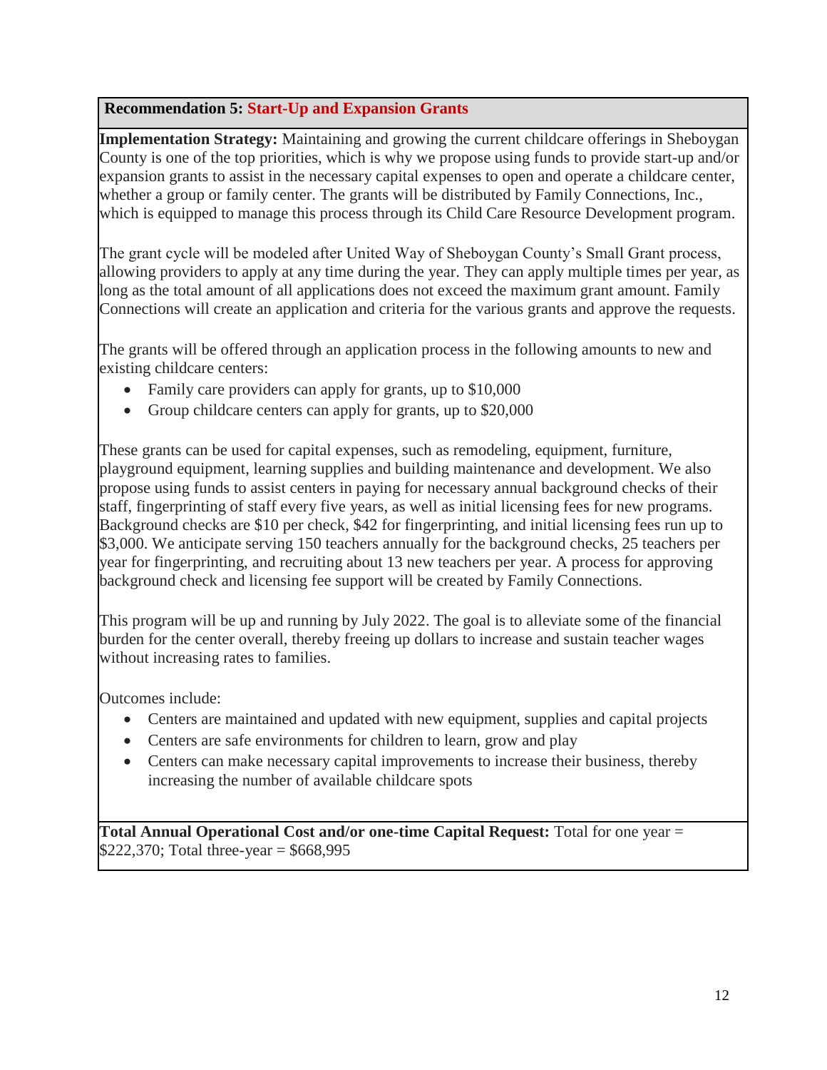**Recommendation 5: Start-Up and Expansion Grants**

**Implementation Strategy:** Maintaining and growing the current childcare offerings in Sheboygan County is one of the top priorities, which is why we propose using funds to provide start-up and/or expansion grants to assist in the necessary capital expenses to open and operate a childcare center, whether a group or family center. The grants will be distributed by Family Connections, Inc., which is equipped to manage this process through its Child Care Resource Development program.

The grant cycle will be modeled after United Way of Sheboygan County's Small Grant process, allowing providers to apply at any time during the year. They can apply multiple times per year, as long as the total amount of all applications does not exceed the maximum grant amount. Family Connections will create an application and criteria for the various grants and approve the requests.

The grants will be offered through an application process in the following amounts to new and existing childcare centers:

- Family care providers can apply for grants, up to $10,000
- Group childcare centers can apply for grants, up to $20,000

These grants can be used for capital expenses, such as remodeling, equipment, furniture, playground equipment, learning supplies and building maintenance and development. We also propose using funds to assist centers in paying for necessary annual background checks of their staff, fingerprinting of staff every five years, as well as initial licensing fees for new programs. Background checks are $10 per check, $42 for fingerprinting, and initial licensing fees run up to $3,000. We anticipate serving 150 teachers annually for the background checks, 25 teachers per year for fingerprinting, and recruiting about 13 new teachers per year. A process for approving background check and licensing fee support will be created by Family Connections.

This program will be up and running by July 2022. The goal is to alleviate some of the financial burden for the center overall, thereby freeing up dollars to increase and sustain teacher wages without increasing rates to families.

Outcomes include:

- Centers are maintained and updated with new equipment, supplies and capital projects
- Centers are safe environments for children to learn, grow and play
- Centers can make necessary capital improvements to increase their business, thereby increasing the number of available childcare spots

**Total Annual Operational Cost and/or one-time Capital Request:** Total for one year = $222,370; Total three-year = $668,995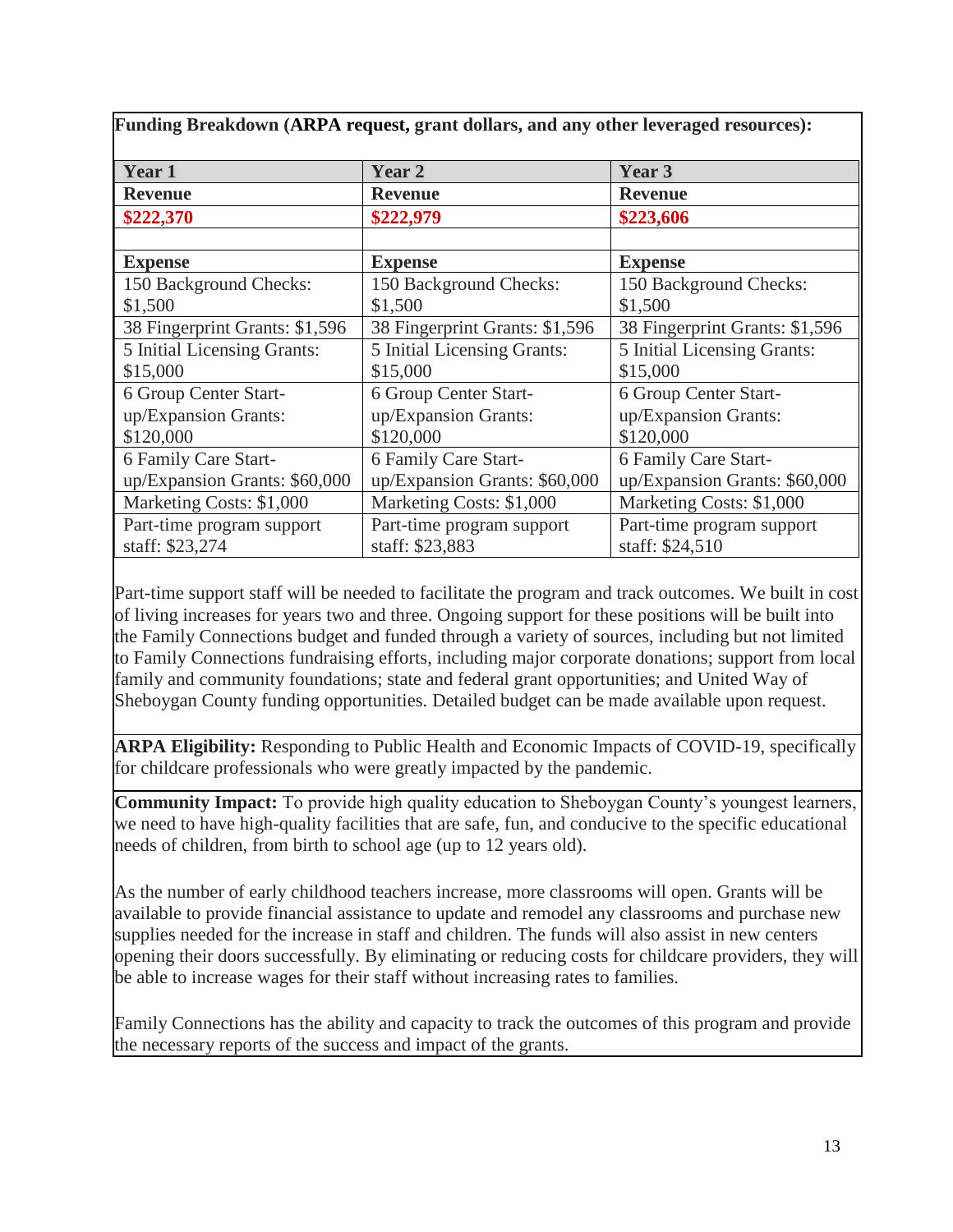**Funding Breakdown (ARPA request, grant dollars, and any other leveraged resources):**

| Year 1 | Year 2 | Year 3 |
|---|---|---|
| **Revenue** | **Revenue** | **Revenue** |
| **$222,370** | **$222,979** | **$223,606** |
| | | |
| **Expense** | **Expense** | **Expense** |
| 150 Background Checks: $1,500 | 150 Background Checks: $1,500 | 150 Background Checks: $1,500 |
| 38 Fingerprint Grants: $1,596 | 38 Fingerprint Grants: $1,596 | 38 Fingerprint Grants: $1,596 |
| 5 Initial Licensing Grants: $15,000 | 5 Initial Licensing Grants: $15,000 | 5 Initial Licensing Grants: $15,000 |
| 6 Group Center Start-up/Expansion Grants: $120,000 | 6 Group Center Start-up/Expansion Grants: $120,000 | 6 Group Center Start-up/Expansion Grants: $120,000 |
| 6 Family Care Start-up/Expansion Grants: $60,000 | 6 Family Care Start-up/Expansion Grants: $60,000 | 6 Family Care Start-up/Expansion Grants: $60,000 |
| Marketing Costs: $1,000 | Marketing Costs: $1,000 | Marketing Costs: $1,000 |
| Part-time program support staff: $23,274 | Part-time program support staff: $23,883 | Part-time program support staff: $24,510 |

Part-time support staff will be needed to facilitate the program and track outcomes. We built in cost of living increases for years two and three. Ongoing support for these positions will be built into the Family Connections budget and funded through a variety of sources, including but not limited to Family Connections fundraising efforts, including major corporate donations; support from local family and community foundations; state and federal grant opportunities; and United Way of Sheboygan County funding opportunities. Detailed budget can be made available upon request.

**ARPA Eligibility:** Responding to Public Health and Economic Impacts of COVID-19, specifically for childcare professionals who were greatly impacted by the pandemic.

**Community Impact:** To provide high quality education to Sheboygan County's youngest learners, we need to have high-quality facilities that are safe, fun, and conducive to the specific educational needs of children, from birth to school age (up to 12 years old).

As the number of early childhood teachers increase, more classrooms will open. Grants will be available to provide financial assistance to update and remodel any classrooms and purchase new supplies needed for the increase in staff and children. The funds will also assist in new centers opening their doors successfully. By eliminating or reducing costs for childcare providers, they will be able to increase wages for their staff without increasing rates to families.

Family Connections has the ability and capacity to track the outcomes of this program and provide the necessary reports of the success and impact of the grants.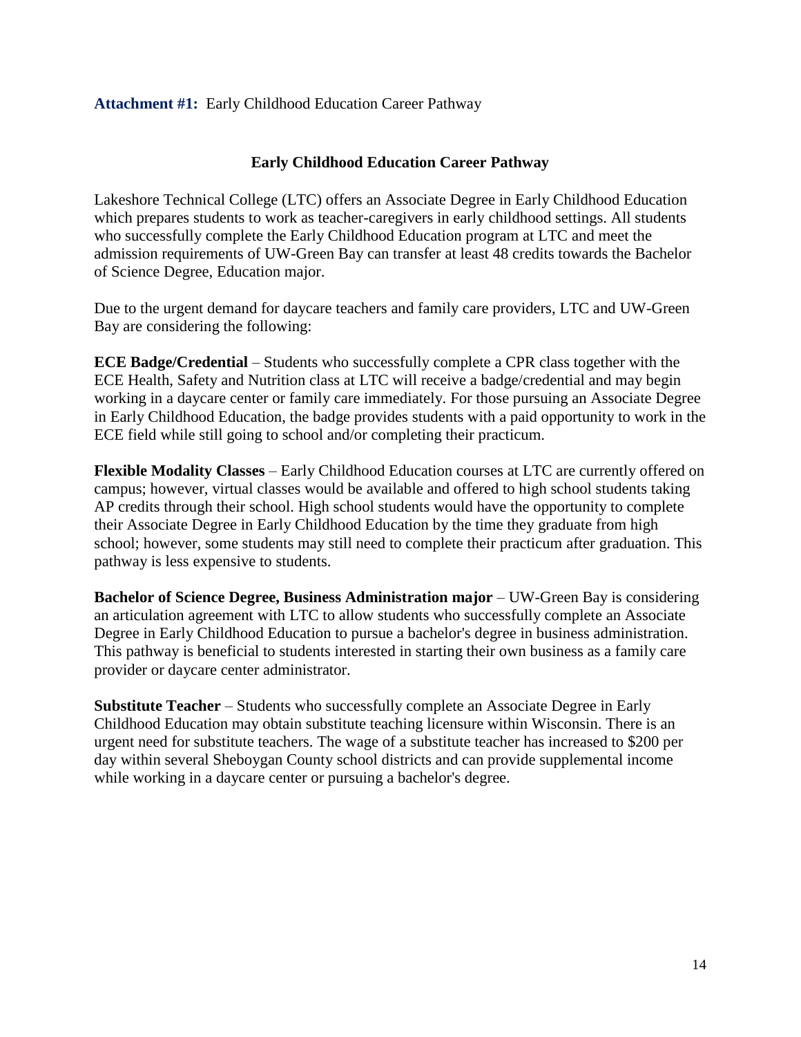**Attachment #1:** Early Childhood Education Career Pathway

## Early Childhood Education Career Pathway

Lakeshore Technical College (LTC) offers an Associate Degree in Early Childhood Education which prepares students to work as teacher-caregivers in early childhood settings. All students who successfully complete the Early Childhood Education program at LTC and meet the admission requirements of UW-Green Bay can transfer at least 48 credits towards the Bachelor of Science Degree, Education major.

Due to the urgent demand for daycare teachers and family care providers, LTC and UW-Green Bay are considering the following:

**ECE Badge/Credential** – Students who successfully complete a CPR class together with the ECE Health, Safety and Nutrition class at LTC will receive a badge/credential and may begin working in a daycare center or family care immediately. For those pursuing an Associate Degree in Early Childhood Education, the badge provides students with a paid opportunity to work in the ECE field while still going to school and/or completing their practicum.

**Flexible Modality Classes** – Early Childhood Education courses at LTC are currently offered on campus; however, virtual classes would be available and offered to high school students taking AP credits through their school. High school students would have the opportunity to complete their Associate Degree in Early Childhood Education by the time they graduate from high school; however, some students may still need to complete their practicum after graduation. This pathway is less expensive to students.

**Bachelor of Science Degree, Business Administration major** – UW-Green Bay is considering an articulation agreement with LTC to allow students who successfully complete an Associate Degree in Early Childhood Education to pursue a bachelor's degree in business administration. This pathway is beneficial to students interested in starting their own business as a family care provider or daycare center administrator.

**Substitute Teacher** – Students who successfully complete an Associate Degree in Early Childhood Education may obtain substitute teaching licensure within Wisconsin. There is an urgent need for substitute teachers. The wage of a substitute teacher has increased to $200 per day within several Sheboygan County school districts and can provide supplemental income while working in a daycare center or pursuing a bachelor's degree.